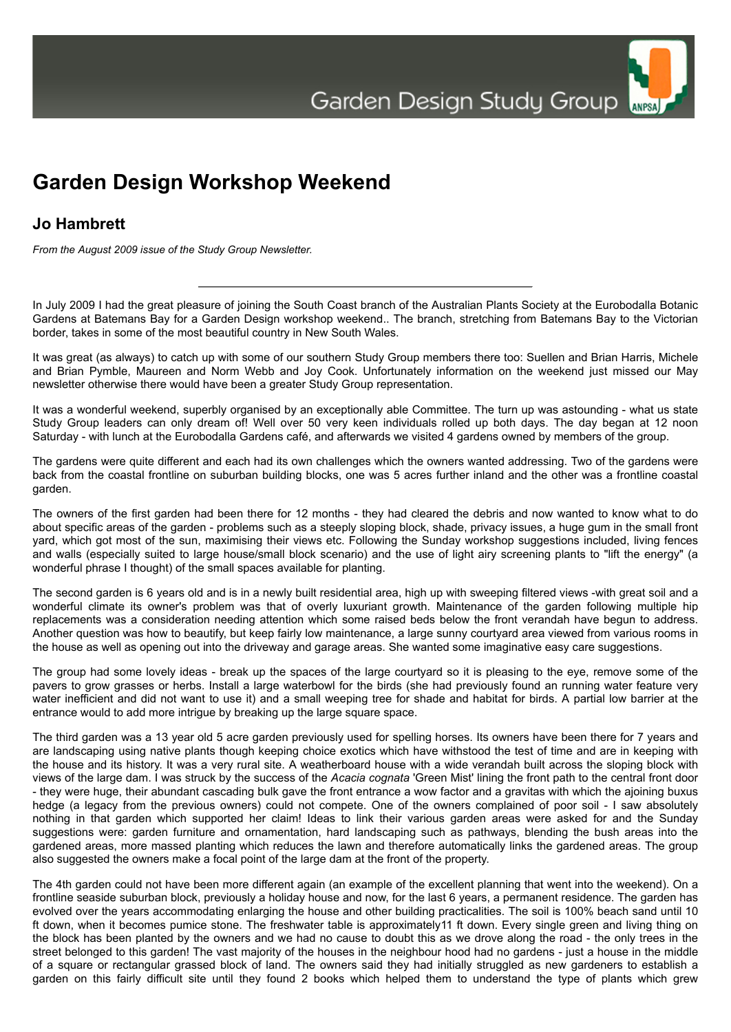# Garden Design Workshop Weekend

## Jo Hambrett

*From the August 2009 issue of the Study Group Newsletter.*

---

In July 2009 I had the great pleasure of joining the South Coast branch of the Australian Plants Society at the Eurobodalla Botanic Gardens at Batemans Bay for a Garden Design workshop weekend.. The branch, stretching from Batemans Bay to the Victorian border, takes in some of the most beautiful country in New South Wales.

It was great (as always) to catch up with some of our southern Study Group members there too: Suellen and Brian Harris, Michele and Brian Pymble, Maureen and Norm Webb and Joy Cook. Unfortunately information on the weekend just missed our May newsletter otherwise there would have been a greater Study Group representation.

It was a wonderful weekend, superbly organised by an exceptionally able Committee. The turn up was astounding - what us state Study Group leaders can only dream of! Well over 50 very keen individuals rolled up both days. The day began at 12 noon Saturday - with lunch at the Eurobodalla Gardens café, and afterwards we visited 4 gardens owned by members of the group.

The gardens were quite different and each had its own challenges which the owners wanted addressing. Two of the gardens were back from the coastal frontline on suburban building blocks, one was 5 acres further inland and the other was a frontline coastal garden.

The owners of the first garden had been there for 12 months - they had cleared the debris and now wanted to know what to do about specific areas of the garden - problems such as a steeply sloping block, shade, privacy issues, a huge gum in the small front yard, which got most of the sun, maximising their views etc. Following the Sunday workshop suggestions included, living fences and walls (especially suited to large house/small block scenario) and the use of light airy screening plants to "lift the energy" (a wonderful phrase I thought) of the small spaces available for planting.

The second garden is 6 years old and is in a newly built residential area, high up with sweeping filtered views -with great soil and a wonderful climate its owner's problem was that of overly luxuriant growth. Maintenance of the garden following multiple hip replacements was a consideration needing attention which some raised beds below the front verandah have begun to address. Another question was how to beautify, but keep fairly low maintenance, a large sunny courtyard area viewed from various rooms in the house as well as opening out into the driveway and garage areas. She wanted some imaginative easy care suggestions.

The group had some lovely ideas - break up the spaces of the large courtyard so it is pleasing to the eye, remove some of the pavers to grow grasses or herbs. Install a large waterbowl for the birds (she had previously found an running water feature very water inefficient and did not want to use it) and a small weeping tree for shade and habitat for birds. A partial low barrier at the entrance would to add more intrigue by breaking up the large square space.

The third garden was a 13 year old 5 acre garden previously used for spelling horses. Its owners have been there for 7 years and are landscaping using native plants though keeping choice exotics which have withstood the test of time and are in keeping with the house and its history. It was a very rural site. A weatherboard house with a wide verandah built across the sloping block with views of the large dam. I was struck by the success of the *Acacia cognata* 'Green Mist' lining the front path to the central front door - they were huge, their abundant cascading bulk gave the front entrance a wow factor and a gravitas with which the ajoining buxus hedge (a legacy from the previous owners) could not compete. One of the owners complained of poor soil - I saw absolutely nothing in that garden which supported her claim! Ideas to link their various garden areas were asked for and the Sunday suggestions were: garden furniture and ornamentation, hard landscaping such as pathways, blending the bush areas into the gardened areas, more massed planting which reduces the lawn and therefore automatically links the gardened areas. The group also suggested the owners make a focal point of the large dam at the front of the property.

The 4th garden could not have been more different again (an example of the excellent planning that went into the weekend). On a frontline seaside suburban block, previously a holiday house and now, for the last 6 years, a permanent residence. The garden has evolved over the years accommodating enlarging the house and other building practicalities. The soil is 100% beach sand until 10 ft down, when it becomes pumice stone. The freshwater table is approximately11 ft down. Every single green and living thing on the block has been planted by the owners and we had no cause to doubt this as we drove along the road - the only trees in the street belonged to this garden! The vast majority of the houses in the neighbour hood had no gardens - just a house in the middle of a square or rectangular grassed block of land. The owners said they had initially struggled as new gardeners to establish a garden on this fairly difficult site until they found 2 books which helped them to understand the type of plants which grew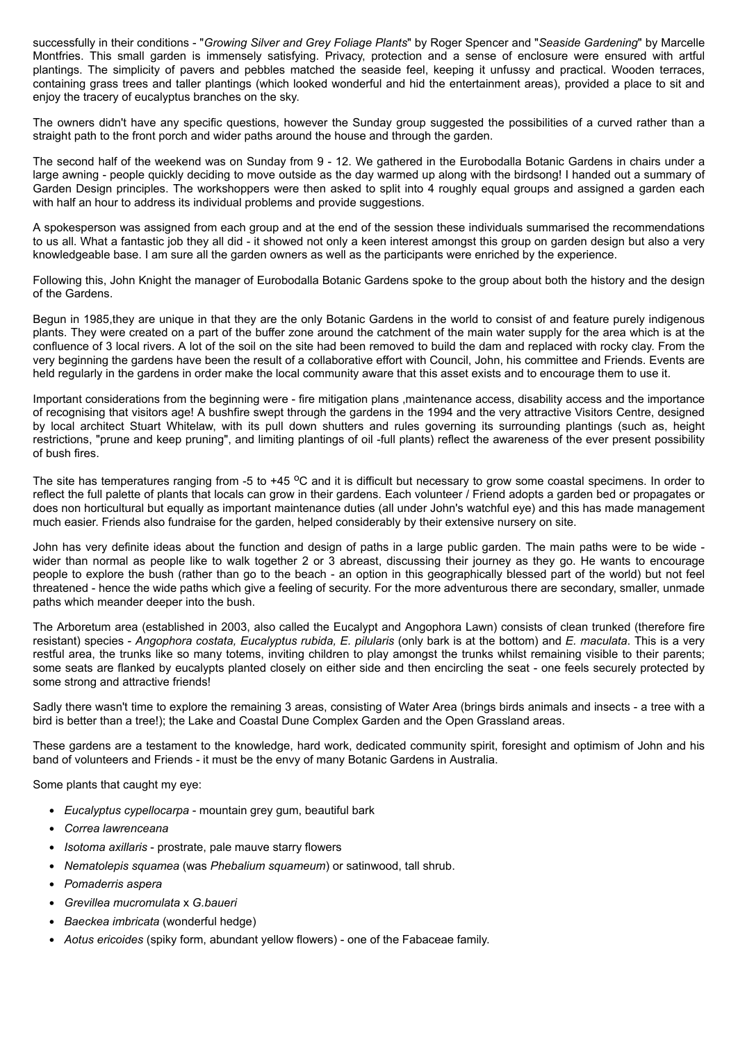successfully in their conditions - "*Growing Silver and Grey Foliage Plants*" by Roger Spencer and "*Seaside Gardening*" by Marcelle Montfries. This small garden is immensely satisfying. Privacy, protection and a sense of enclosure were ensured with artful plantings. The simplicity of pavers and pebbles matched the seaside feel, keeping it unfussy and practical. Wooden terraces, containing grass trees and taller plantings (which looked wonderful and hid the entertainment areas), provided a place to sit and enjoy the tracery of eucalyptus branches on the sky.

The owners didn't have any specific questions, however the Sunday group suggested the possibilities of a curved rather than a straight path to the front porch and wider paths around the house and through the garden.

The second half of the weekend was on Sunday from 9 - 12. We gathered in the Eurobodalla Botanic Gardens in chairs under a large awning - people quickly deciding to move outside as the day warmed up along with the birdsong! I handed out a summary of Garden Design principles. The workshoppers were then asked to split into 4 roughly equal groups and assigned a garden each with half an hour to address its individual problems and provide suggestions.

A spokesperson was assigned from each group and at the end of the session these individuals summarised the recommendations to us all. What a fantastic job they all did - it showed not only a keen interest amongst this group on garden design but also a very knowledgeable base. I am sure all the garden owners as well as the participants were enriched by the experience.

Following this, John Knight the manager of Eurobodalla Botanic Gardens spoke to the group about both the history and the design of the Gardens.

Begun in 1985,they are unique in that they are the only Botanic Gardens in the world to consist of and feature purely indigenous plants. They were created on a part of the buffer zone around the catchment of the main water supply for the area which is at the confluence of 3 local rivers. A lot of the soil on the site had been removed to build the dam and replaced with rocky clay. From the very beginning the gardens have been the result of a collaborative effort with Council, John, his committee and Friends. Events are held regularly in the gardens in order make the local community aware that this asset exists and to encourage them to use it.

Important considerations from the beginning were - fire mitigation plans ,maintenance access, disability access and the importance of recognising that visitors age! A bushfire swept through the gardens in the 1994 and the very attractive Visitors Centre, designed by local architect Stuart Whitelaw, with its pull down shutters and rules governing its surrounding plantings (such as, height restrictions, "prune and keep pruning", and limiting plantings of oil -full plants) reflect the awareness of the ever present possibility of bush fires.

The site has temperatures ranging from -5 to +45 $^{o}$C and it is difficult but necessary to grow some coastal specimens. In order to reflect the full palette of plants that locals can grow in their gardens. Each volunteer / Friend adopts a garden bed or propagates or does non horticultural but equally as important maintenance duties (all under John's watchful eye) and this has made management much easier. Friends also fundraise for the garden, helped considerably by their extensive nursery on site.

John has very definite ideas about the function and design of paths in a large public garden. The main paths were to be wide - wider than normal as people like to walk together 2 or 3 abreast, discussing their journey as they go. He wants to encourage people to explore the bush (rather than go to the beach - an option in this geographically blessed part of the world) but not feel threatened - hence the wide paths which give a feeling of security. For the more adventurous there are secondary, smaller, unmade paths which meander deeper into the bush.

The Arboretum area (established in 2003, also called the Eucalypt and Angophora Lawn) consists of clean trunked (therefore fire resistant) species - *Angophora costata, Eucalyptus rubida, E. pilularis* (only bark is at the bottom) and *E. maculata*. This is a very restful area, the trunks like so many totems, inviting children to play amongst the trunks whilst remaining visible to their parents; some seats are flanked by eucalypts planted closely on either side and then encircling the seat - one feels securely protected by some strong and attractive friends!

Sadly there wasn't time to explore the remaining 3 areas, consisting of Water Area (brings birds animals and insects - a tree with a bird is better than a tree!); the Lake and Coastal Dune Complex Garden and the Open Grassland areas.

These gardens are a testament to the knowledge, hard work, dedicated community spirit, foresight and optimism of John and his band of volunteers and Friends - it must be the envy of many Botanic Gardens in Australia.

Some plants that caught my eye:

- *Eucalyptus cypellocarpa* - mountain grey gum, beautiful bark
- *Correa lawrenceana*
- *Isotoma axillaris* - prostrate, pale mauve starry flowers
- *Nematolepis squamea* (was *Phebalium squameum*) or satinwood, tall shrub.
- *Pomaderris aspera*
- *Grevillea mucromulata* x *G.baueri*
- *Baeckea imbricata* (wonderful hedge)
- *Aotus ericoides* (spiky form, abundant yellow flowers) - one of the Fabaceae family.